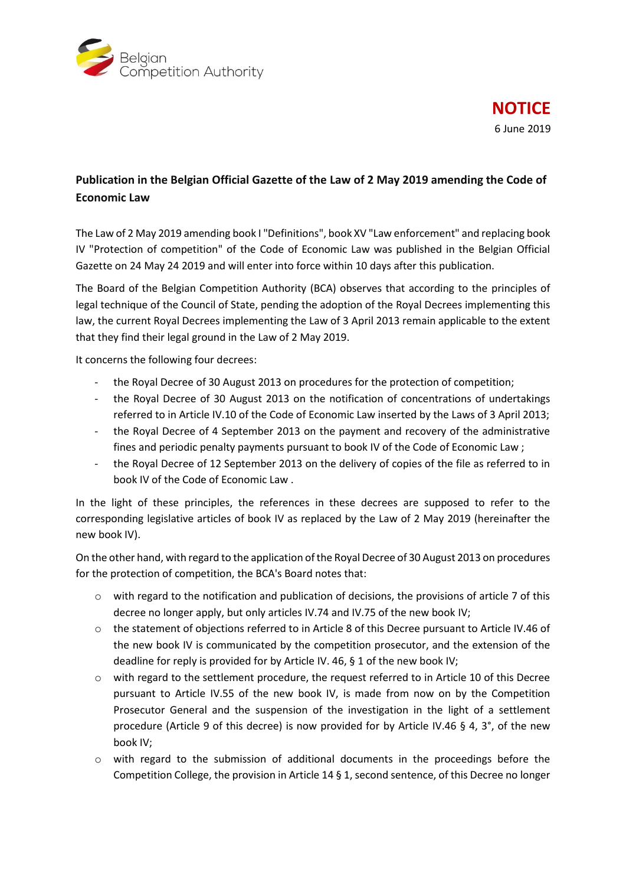Belgian Competition Authority

**NOTICE**

6 June 2019

## Publication in the Belgian Official Gazette of the Law of 2 May 2019 amending the Code of Economic Law

The Law of 2 May 2019 amending book I "Definitions", book XV "Law enforcement" and replacing book IV "Protection of competition" of the Code of Economic Law was published in the Belgian Official Gazette on 24 May 24 2019 and will enter into force within 10 days after this publication.

The Board of the Belgian Competition Authority (BCA) observes that according to the principles of legal technique of the Council of State, pending the adoption of the Royal Decrees implementing this law, the current Royal Decrees implementing the Law of 3 April 2013 remain applicable to the extent that they find their legal ground in the Law of 2 May 2019.

It concerns the following four decrees:

- the Royal Decree of 30 August 2013 on procedures for the protection of competition;
- the Royal Decree of 30 August 2013 on the notification of concentrations of undertakings referred to in Article IV.10 of the Code of Economic Law inserted by the Laws of 3 April 2013;
- the Royal Decree of 4 September 2013 on the payment and recovery of the administrative fines and periodic penalty payments pursuant to book IV of the Code of Economic Law ;
- the Royal Decree of 12 September 2013 on the delivery of copies of the file as referred to in book IV of the Code of Economic Law .

In the light of these principles, the references in these decrees are supposed to refer to the corresponding legislative articles of book IV as replaced by the Law of 2 May 2019 (hereinafter the new book IV).

On the other hand, with regard to the application of the Royal Decree of 30 August 2013 on procedures for the protection of competition, the BCA's Board notes that:

- with regard to the notification and publication of decisions, the provisions of article 7 of this decree no longer apply, but only articles IV.74 and IV.75 of the new book IV;
- the statement of objections referred to in Article 8 of this Decree pursuant to Article IV.46 of the new book IV is communicated by the competition prosecutor, and the extension of the deadline for reply is provided for by Article IV. 46, § 1 of the new book IV;
- with regard to the settlement procedure, the request referred to in Article 10 of this Decree pursuant to Article IV.55 of the new book IV, is made from now on by the Competition Prosecutor General and the suspension of the investigation in the light of a settlement procedure (Article 9 of this decree) is now provided for by Article IV.46 § 4, 3°, of the new book IV;
- with regard to the submission of additional documents in the proceedings before the Competition College, the provision in Article 14 § 1, second sentence, of this Decree no longer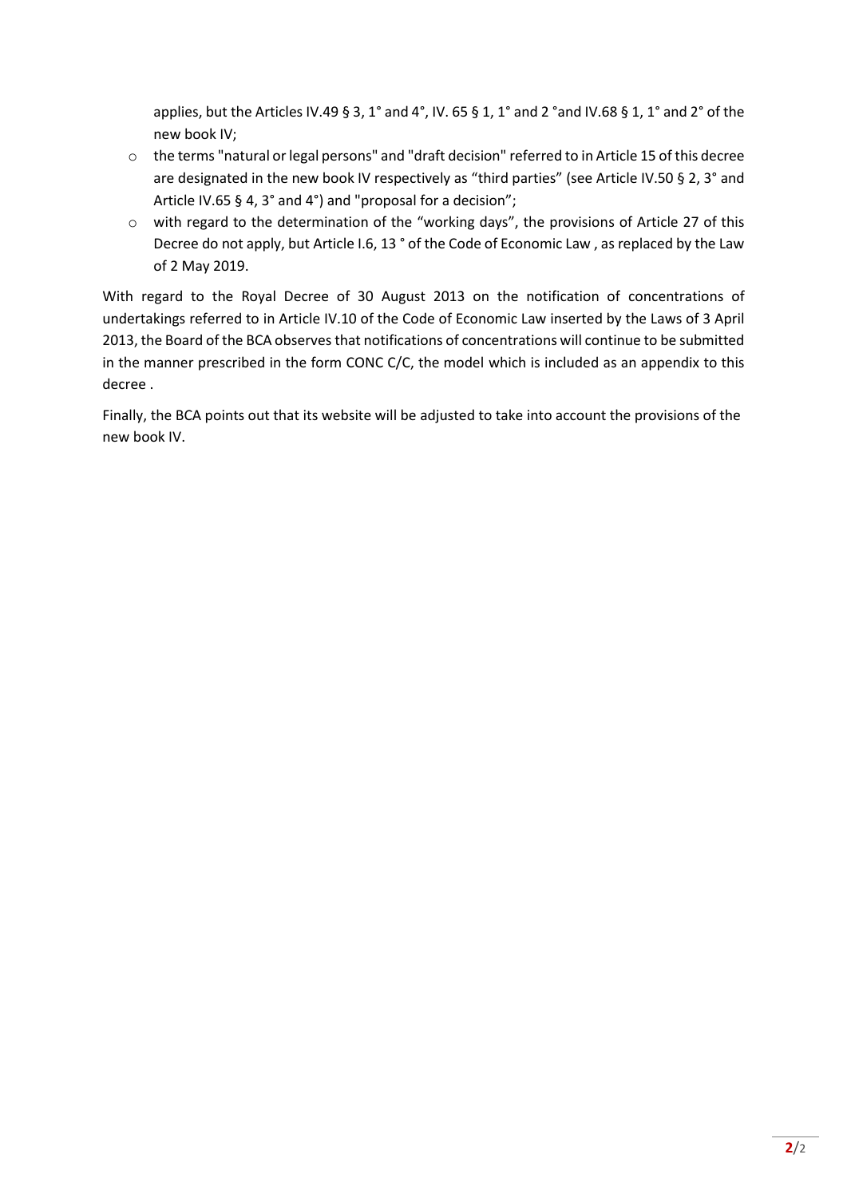applies, but the Articles IV.49 § 3, 1° and 4°, IV. 65 § 1, 1° and 2 °and IV.68 § 1, 1° and 2° of the new book IV;

- the terms "natural or legal persons" and "draft decision" referred to in Article 15 of this decree are designated in the new book IV respectively as “third parties” (see Article IV.50 § 2, 3° and Article IV.65 § 4, 3° and 4°) and "proposal for a decision”;
- with regard to the determination of the “working days”, the provisions of Article 27 of this Decree do not apply, but Article I.6, 13 ° of the Code of Economic Law , as replaced by the Law of 2 May 2019.

With regard to the Royal Decree of 30 August 2013 on the notification of concentrations of undertakings referred to in Article IV.10 of the Code of Economic Law inserted by the Laws of 3 April 2013, the Board of the BCA observes that notifications of concentrations will continue to be submitted in the manner prescribed in the form CONC C/C, the model which is included as an appendix to this decree .

Finally, the BCA points out that its website will be adjusted to take into account the provisions of the new book IV.